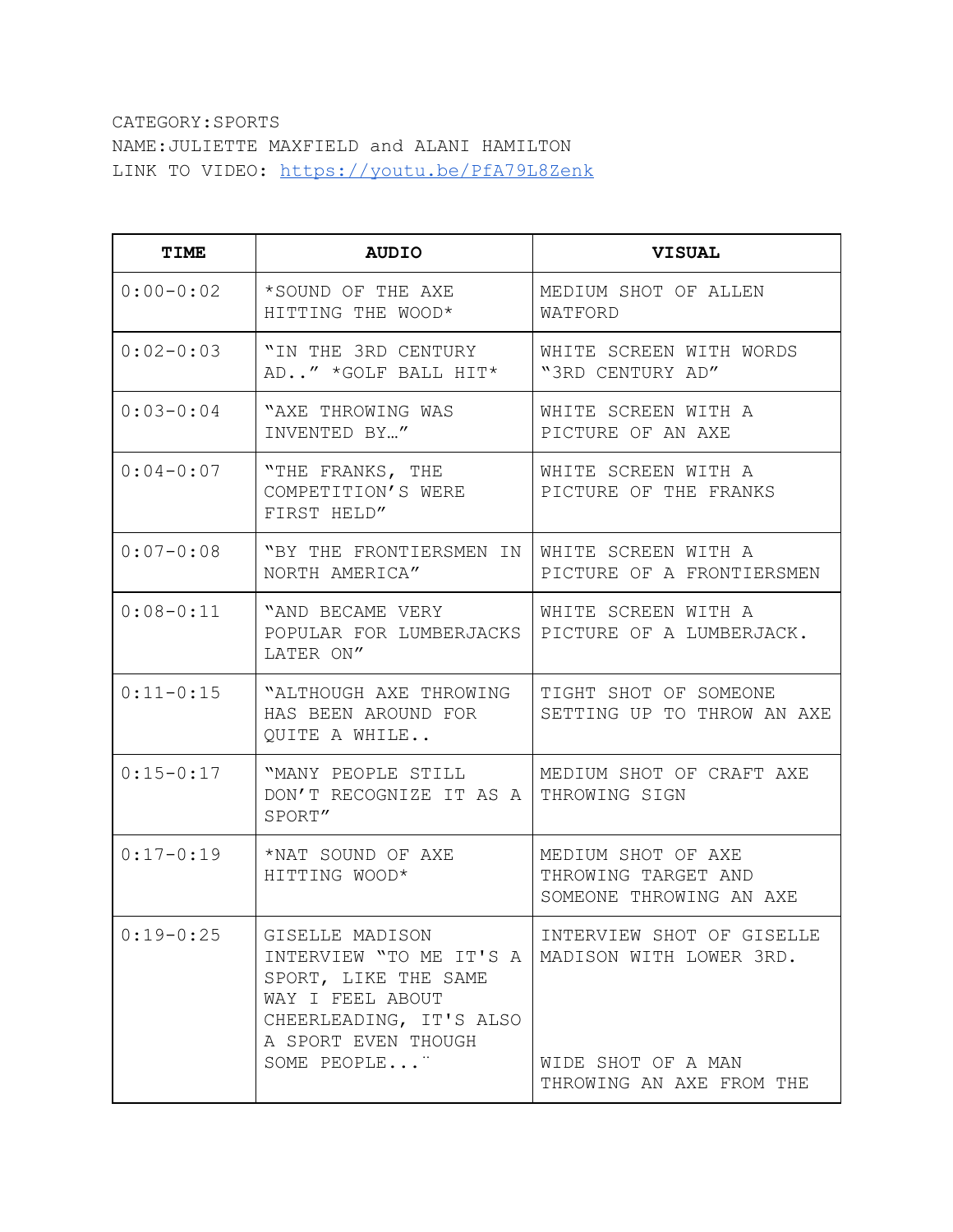CATEGORY:SPORTS
NAME:JULIETTE MAXFIELD and ALANI HAMILTON
LINK TO VIDEO: https://youtu.be/PfA79L8Zenk

| TIME | AUDIO | VISUAL |
|---|---|---|
| 0:00-0:02 | *SOUND OF THE AXE HITTING THE WOOD* | MEDIUM SHOT OF ALLEN WATFORD |
| 0:02-0:03 | "IN THE 3RD CENTURY AD.." *GOLF BALL HIT* | WHITE SCREEN WITH WORDS "3RD CENTURY AD" |
| 0:03-0:04 | "AXE THROWING WAS INVENTED BY…" | WHITE SCREEN WITH A PICTURE OF AN AXE |
| 0:04-0:07 | "THE FRANKS, THE COMPETITION'S WERE FIRST HELD" | WHITE SCREEN WITH A PICTURE OF THE FRANKS |
| 0:07-0:08 | "BY THE FRONTIERSMEN IN NORTH AMERICA" | WHITE SCREEN WITH A PICTURE OF A FRONTIERSMEN |
| 0:08-0:11 | "AND BECAME VERY POPULAR FOR LUMBERJACKS LATER ON" | WHITE SCREEN WITH A PICTURE OF A LUMBERJACK. |
| 0:11-0:15 | "ALTHOUGH AXE THROWING HAS BEEN AROUND FOR QUITE A WHILE.. | TIGHT SHOT OF SOMEONE SETTING UP TO THROW AN AXE |
| 0:15-0:17 | "MANY PEOPLE STILL DON'T RECOGNIZE IT AS A SPORT" | MEDIUM SHOT OF CRAFT AXE THROWING SIGN |
| 0:17-0:19 | *NAT SOUND OF AXE HITTING WOOD* | MEDIUM SHOT OF AXE THROWING TARGET AND SOMEONE THROWING AN AXE |
| 0:19-0:25 | GISELLE MADISON INTERVIEW "TO ME IT'S A SPORT, LIKE THE SAME WAY I FEEL ABOUT CHEERLEADING, IT'S ALSO A SPORT EVEN THOUGH SOME PEOPLE..." | INTERVIEW SHOT OF GISELLE MADISON WITH LOWER 3RD.<br><br>WIDE SHOT OF A MAN THROWING AN AXE FROM THE |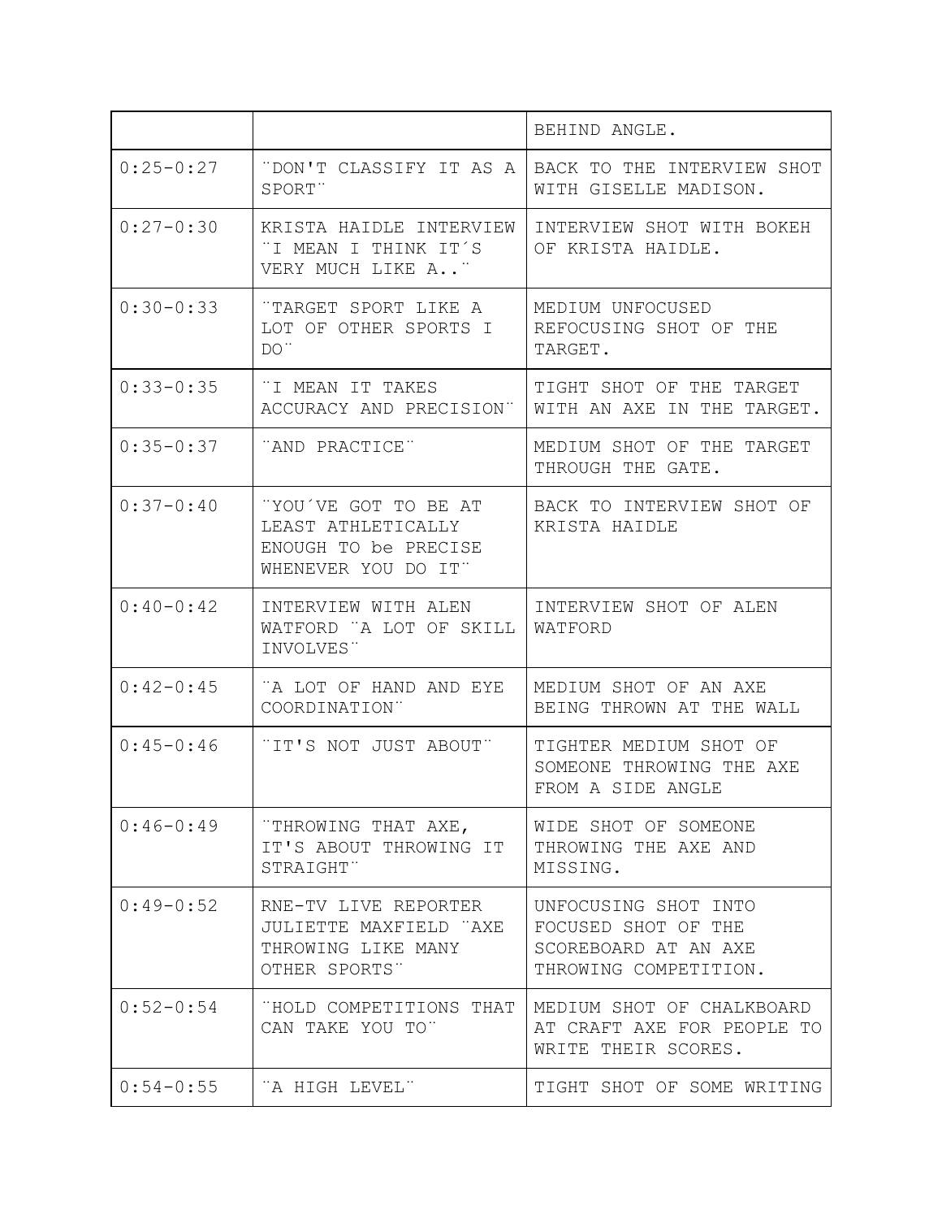| | | BEHIND ANGLE. |
|---|---|---|
| 0:25-0:27 | ¨DON'T CLASSIFY IT AS A SPORT¨ | BACK TO THE INTERVIEW SHOT WITH GISELLE MADISON. |
| 0:27-0:30 | KRISTA HAIDLE INTERVIEW ¨I MEAN I THINK IT´S VERY MUCH LIKE A..¨ | INTERVIEW SHOT WITH BOKEH OF KRISTA HAIDLE. |
| 0:30-0:33 | ¨TARGET SPORT LIKE A LOT OF OTHER SPORTS I DO¨ | MEDIUM UNFOCUSED REFOCUSING SHOT OF THE TARGET. |
| 0:33-0:35 | ¨I MEAN IT TAKES ACCURACY AND PRECISION¨ | TIGHT SHOT OF THE TARGET WITH AN AXE IN THE TARGET. |
| 0:35-0:37 | ¨AND PRACTICE¨ | MEDIUM SHOT OF THE TARGET THROUGH THE GATE. |
| 0:37-0:40 | ¨YOU´VE GOT TO BE AT LEAST ATHLETICALLY ENOUGH TO be PRECISE WHENEVER YOU DO IT¨ | BACK TO INTERVIEW SHOT OF KRISTA HAIDLE |
| 0:40-0:42 | INTERVIEW WITH ALEN WATFORD ¨A LOT OF SKILL INVOLVES¨ | INTERVIEW SHOT OF ALEN WATFORD |
| 0:42-0:45 | ¨A LOT OF HAND AND EYE COORDINATION¨ | MEDIUM SHOT OF AN AXE BEING THROWN AT THE WALL |
| 0:45-0:46 | ¨IT'S NOT JUST ABOUT¨ | TIGHTER MEDIUM SHOT OF SOMEONE THROWING THE AXE FROM A SIDE ANGLE |
| 0:46-0:49 | ¨THROWING THAT AXE, IT'S ABOUT THROWING IT STRAIGHT¨ | WIDE SHOT OF SOMEONE THROWING THE AXE AND MISSING. |
| 0:49-0:52 | RNE-TV LIVE REPORTER JULIETTE MAXFIELD ¨AXE THROWING LIKE MANY OTHER SPORTS¨ | UNFOCUSING SHOT INTO FOCUSED SHOT OF THE SCOREBOARD AT AN AXE THROWING COMPETITION. |
| 0:52-0:54 | ¨HOLD COMPETITIONS THAT CAN TAKE YOU TO¨ | MEDIUM SHOT OF CHALKBOARD AT CRAFT AXE FOR PEOPLE TO WRITE THEIR SCORES. |
| 0:54-0:55 | ¨A HIGH LEVEL¨ | TIGHT SHOT OF SOME WRITING |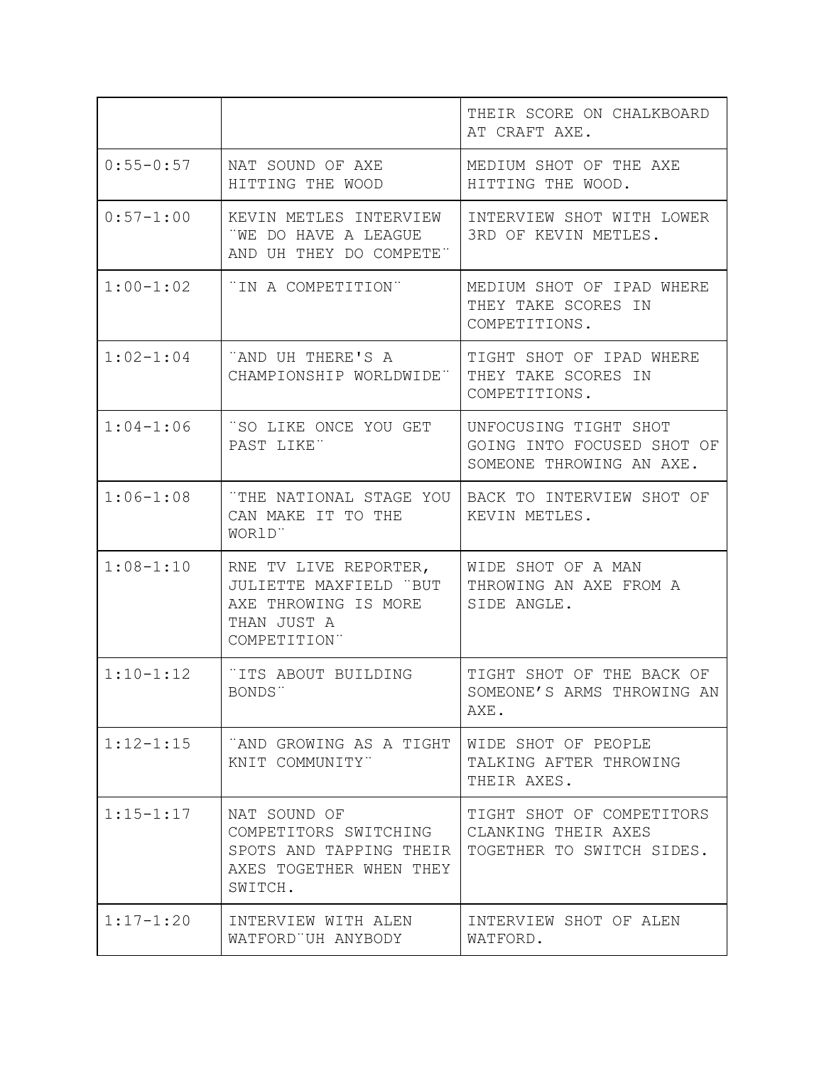| | | |
|---|---|---|
| | | THEIR SCORE ON CHALKBOARD AT CRAFT AXE. |
| 0:55-0:57 | NAT SOUND OF AXE HITTING THE WOOD | MEDIUM SHOT OF THE AXE HITTING THE WOOD. |
| 0:57-1:00 | KEVIN METLES INTERVIEW ¨WE DO HAVE A LEAGUE AND UH THEY DO COMPETE¨ | INTERVIEW SHOT WITH LOWER 3RD OF KEVIN METLES. |
| 1:00-1:02 | ¨IN A COMPETITION¨ | MEDIUM SHOT OF IPAD WHERE THEY TAKE SCORES IN COMPETITIONS. |
| 1:02-1:04 | ¨AND UH THERE'S A CHAMPIONSHIP WORLDWIDE¨ | TIGHT SHOT OF IPAD WHERE THEY TAKE SCORES IN COMPETITIONS. |
| 1:04-1:06 | ¨SO LIKE ONCE YOU GET PAST LIKE¨ | UNFOCUSING TIGHT SHOT GOING INTO FOCUSED SHOT OF SOMEONE THROWING AN AXE. |
| 1:06-1:08 | ¨THE NATIONAL STAGE YOU CAN MAKE IT TO THE WORlD¨ | BACK TO INTERVIEW SHOT OF KEVIN METLES. |
| 1:08-1:10 | RNE TV LIVE REPORTER, JULIETTE MAXFIELD ¨BUT AXE THROWING IS MORE THAN JUST A COMPETITION¨ | WIDE SHOT OF A MAN THROWING AN AXE FROM A SIDE ANGLE. |
| 1:10-1:12 | ¨ITS ABOUT BUILDING BONDS¨ | TIGHT SHOT OF THE BACK OF SOMEONE'S ARMS THROWING AN AXE. |
| 1:12-1:15 | ¨AND GROWING AS A TIGHT KNIT COMMUNITY¨ | WIDE SHOT OF PEOPLE TALKING AFTER THROWING THEIR AXES. |
| 1:15-1:17 | NAT SOUND OF COMPETITORS SWITCHING SPOTS AND TAPPING THEIR AXES TOGETHER WHEN THEY SWITCH. | TIGHT SHOT OF COMPETITORS CLANKING THEIR AXES TOGETHER TO SWITCH SIDES. |
| 1:17-1:20 | INTERVIEW WITH ALEN WATFORD¨UH ANYBODY | INTERVIEW SHOT OF ALEN WATFORD. |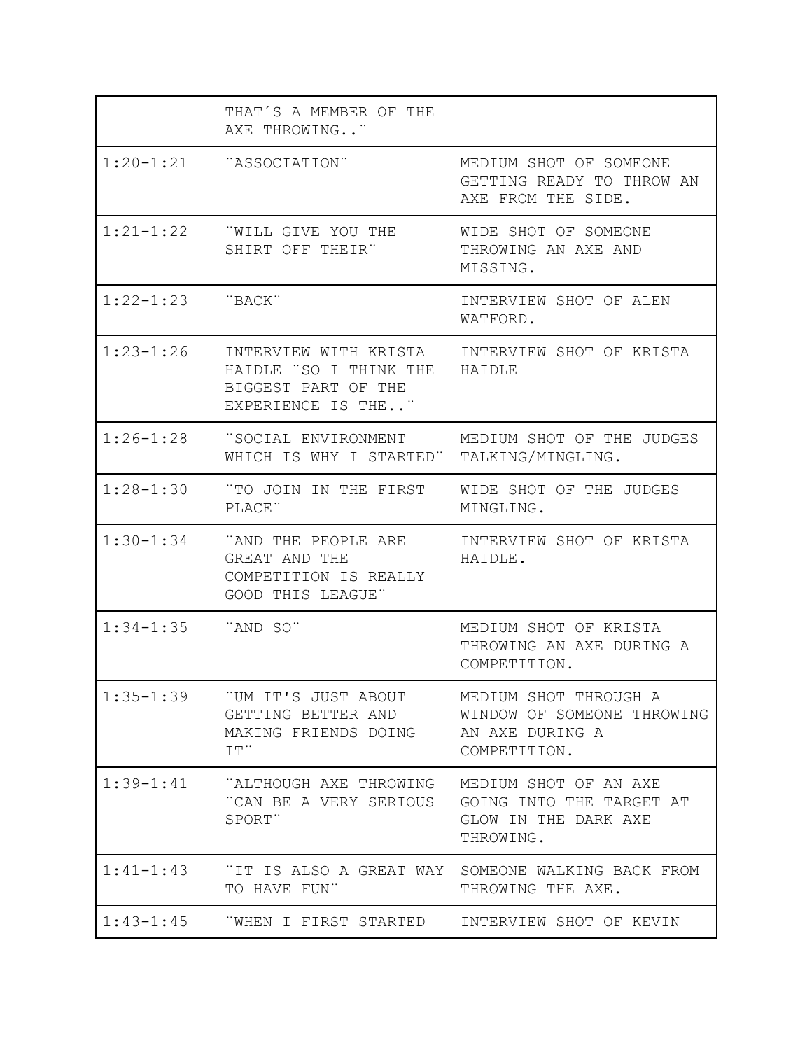| | | |
|---|---|---|
| | THAT´S A MEMBER OF THE AXE THROWING..¨ | |
| 1:20-1:21 | ¨ASSOCIATION¨ | MEDIUM SHOT OF SOMEONE GETTING READY TO THROW AN AXE FROM THE SIDE. |
| 1:21-1:22 | ¨WILL GIVE YOU THE SHIRT OFF THEIR¨ | WIDE SHOT OF SOMEONE THROWING AN AXE AND MISSING. |
| 1:22-1:23 | ¨BACK¨ | INTERVIEW SHOT OF ALEN WATFORD. |
| 1:23-1:26 | INTERVIEW WITH KRISTA HAIDLE ¨SO I THINK THE BIGGEST PART OF THE EXPERIENCE IS THE..¨ | INTERVIEW SHOT OF KRISTA HAIDLE |
| 1:26-1:28 | ¨SOCIAL ENVIRONMENT WHICH IS WHY I STARTED¨ | MEDIUM SHOT OF THE JUDGES TALKING/MINGLING. |
| 1:28-1:30 | ¨TO JOIN IN THE FIRST PLACE¨ | WIDE SHOT OF THE JUDGES MINGLING. |
| 1:30-1:34 | ¨AND THE PEOPLE ARE GREAT AND THE COMPETITION IS REALLY GOOD THIS LEAGUE¨ | INTERVIEW SHOT OF KRISTA HAIDLE. |
| 1:34-1:35 | ¨AND SO¨ | MEDIUM SHOT OF KRISTA THROWING AN AXE DURING A COMPETITION. |
| 1:35-1:39 | ¨UM IT'S JUST ABOUT GETTING BETTER AND MAKING FRIENDS DOING IT¨ | MEDIUM SHOT THROUGH A WINDOW OF SOMEONE THROWING AN AXE DURING A COMPETITION. |
| 1:39-1:41 | ¨ALTHOUGH AXE THROWING ¨CAN BE A VERY SERIOUS SPORT¨ | MEDIUM SHOT OF AN AXE GOING INTO THE TARGET AT GLOW IN THE DARK AXE THROWING. |
| 1:41-1:43 | ¨IT IS ALSO A GREAT WAY TO HAVE FUN¨ | SOMEONE WALKING BACK FROM THROWING THE AXE. |
| 1:43-1:45 | ¨WHEN I FIRST STARTED | INTERVIEW SHOT OF KEVIN |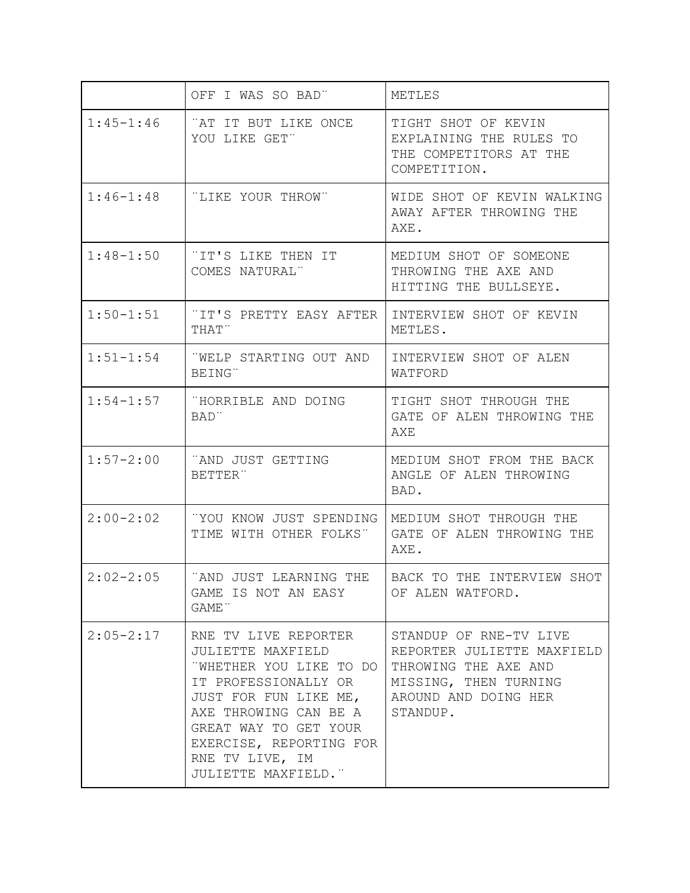| | | |
|---|---|---|
| | OFF I WAS SO BAD¨ | METLES |
| 1:45-1:46 | ¨AT IT BUT LIKE ONCE YOU LIKE GET¨ | TIGHT SHOT OF KEVIN EXPLAINING THE RULES TO THE COMPETITORS AT THE COMPETITION. |
| 1:46-1:48 | ¨LIKE YOUR THROW¨ | WIDE SHOT OF KEVIN WALKING AWAY AFTER THROWING THE AXE. |
| 1:48-1:50 | ¨IT'S LIKE THEN IT COMES NATURAL¨ | MEDIUM SHOT OF SOMEONE THROWING THE AXE AND HITTING THE BULLSEYE. |
| 1:50-1:51 | ¨IT'S PRETTY EASY AFTER THAT¨ | INTERVIEW SHOT OF KEVIN METLES. |
| 1:51-1:54 | ¨WELP STARTING OUT AND BEING¨ | INTERVIEW SHOT OF ALEN WATFORD |
| 1:54-1:57 | ¨HORRIBLE AND DOING BAD¨ | TIGHT SHOT THROUGH THE GATE OF ALEN THROWING THE AXE |
| 1:57-2:00 | ¨AND JUST GETTING BETTER¨ | MEDIUM SHOT FROM THE BACK ANGLE OF ALEN THROWING BAD. |
| 2:00-2:02 | ¨YOU KNOW JUST SPENDING TIME WITH OTHER FOLKS¨ | MEDIUM SHOT THROUGH THE GATE OF ALEN THROWING THE AXE. |
| 2:02-2:05 | ¨AND JUST LEARNING THE GAME IS NOT AN EASY GAME¨ | BACK TO THE INTERVIEW SHOT OF ALEN WATFORD. |
| 2:05-2:17 | RNE TV LIVE REPORTER JULIETTE MAXFIELD ¨WHETHER YOU LIKE TO DO IT PROFESSIONALLY OR JUST FOR FUN LIKE ME, AXE THROWING CAN BE A GREAT WAY TO GET YOUR EXERCISE, REPORTING FOR RNE TV LIVE, IM JULIETTE MAXFIELD.¨ | STANDUP OF RNE-TV LIVE REPORTER JULIETTE MAXFIELD THROWING THE AXE AND MISSING, THEN TURNING AROUND AND DOING HER STANDUP. |